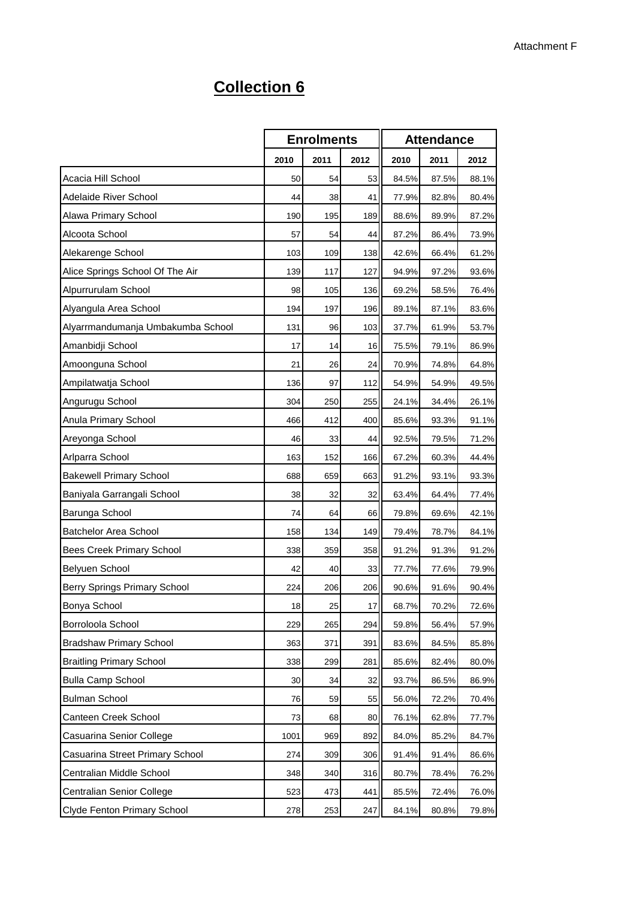Attachment F

# Collection 6

| | Enrolments | | | Attendance | | |
|---|---|---|---|---|---|---|
| | 2010 | 2011 | 2012 | 2010 | 2011 | 2012 |
| Acacia Hill School | 50 | 54 | 53 | 84.5% | 87.5% | 88.1% |
| Adelaide River School | 44 | 38 | 41 | 77.9% | 82.8% | 80.4% |
| Alawa Primary School | 190 | 195 | 189 | 88.6% | 89.9% | 87.2% |
| Alcoota School | 57 | 54 | 44 | 87.2% | 86.4% | 73.9% |
| Alekarenge School | 103 | 109 | 138 | 42.6% | 66.4% | 61.2% |
| Alice Springs School Of The Air | 139 | 117 | 127 | 94.9% | 97.2% | 93.6% |
| Alpurrurulam School | 98 | 105 | 136 | 69.2% | 58.5% | 76.4% |
| Alyangula Area School | 194 | 197 | 196 | 89.1% | 87.1% | 83.6% |
| Alyarrmandumanja Umbakumba School | 131 | 96 | 103 | 37.7% | 61.9% | 53.7% |
| Amanbidji School | 17 | 14 | 16 | 75.5% | 79.1% | 86.9% |
| Amoonguna School | 21 | 26 | 24 | 70.9% | 74.8% | 64.8% |
| Ampilatwatja School | 136 | 97 | 112 | 54.9% | 54.9% | 49.5% |
| Angurugu School | 304 | 250 | 255 | 24.1% | 34.4% | 26.1% |
| Anula Primary School | 466 | 412 | 400 | 85.6% | 93.3% | 91.1% |
| Areyonga School | 46 | 33 | 44 | 92.5% | 79.5% | 71.2% |
| Arlparra School | 163 | 152 | 166 | 67.2% | 60.3% | 44.4% |
| Bakewell Primary School | 688 | 659 | 663 | 91.2% | 93.1% | 93.3% |
| Baniyala Garrangali School | 38 | 32 | 32 | 63.4% | 64.4% | 77.4% |
| Barunga School | 74 | 64 | 66 | 79.8% | 69.6% | 42.1% |
| Batchelor Area School | 158 | 134 | 149 | 79.4% | 78.7% | 84.1% |
| Bees Creek Primary School | 338 | 359 | 358 | 91.2% | 91.3% | 91.2% |
| Belyuen School | 42 | 40 | 33 | 77.7% | 77.6% | 79.9% |
| Berry Springs Primary School | 224 | 206 | 206 | 90.6% | 91.6% | 90.4% |
| Bonya School | 18 | 25 | 17 | 68.7% | 70.2% | 72.6% |
| Borroloola School | 229 | 265 | 294 | 59.8% | 56.4% | 57.9% |
| Bradshaw Primary School | 363 | 371 | 391 | 83.6% | 84.5% | 85.8% |
| Braitling Primary School | 338 | 299 | 281 | 85.6% | 82.4% | 80.0% |
| Bulla Camp School | 30 | 34 | 32 | 93.7% | 86.5% | 86.9% |
| Bulman School | 76 | 59 | 55 | 56.0% | 72.2% | 70.4% |
| Canteen Creek School | 73 | 68 | 80 | 76.1% | 62.8% | 77.7% |
| Casuarina Senior College | 1001 | 969 | 892 | 84.0% | 85.2% | 84.7% |
| Casuarina Street Primary School | 274 | 309 | 306 | 91.4% | 91.4% | 86.6% |
| Centralian Middle School | 348 | 340 | 316 | 80.7% | 78.4% | 76.2% |
| Centralian Senior College | 523 | 473 | 441 | 85.5% | 72.4% | 76.0% |
| Clyde Fenton Primary School | 278 | 253 | 247 | 84.1% | 80.8% | 79.8% |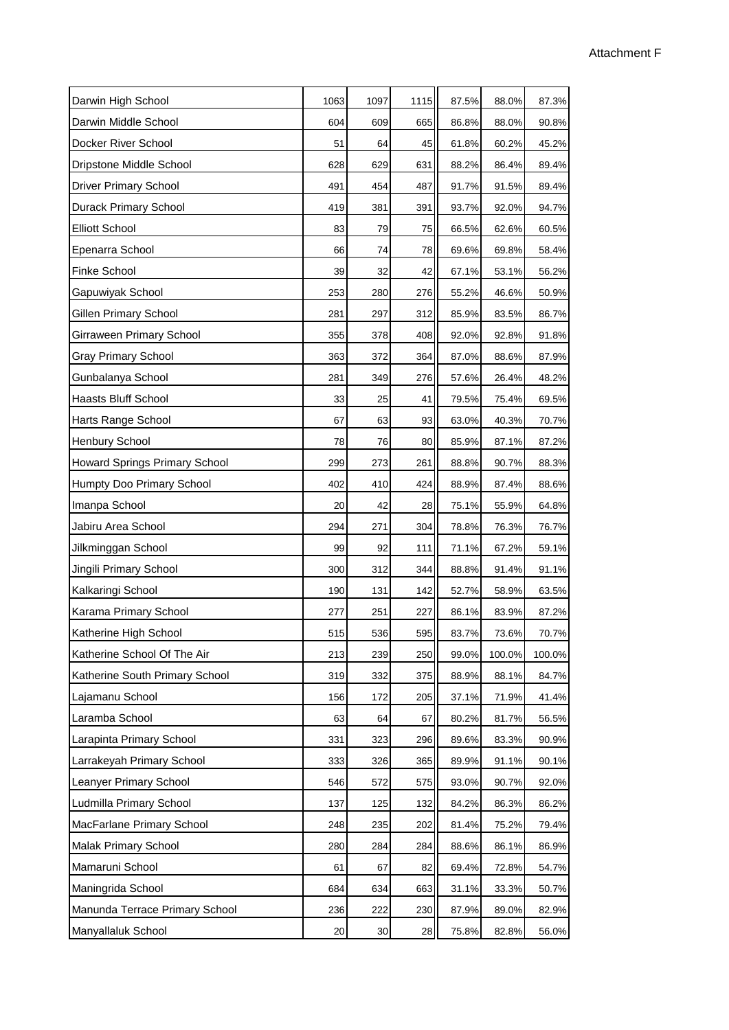| | | | | | | |
|---|---|---|---|---|---|---|
| Darwin High School | 1063 | 1097 | 1115 | 87.5% | 88.0% | 87.3% |
| Darwin Middle School | 604 | 609 | 665 | 86.8% | 88.0% | 90.8% |
| Docker River School | 51 | 64 | 45 | 61.8% | 60.2% | 45.2% |
| Dripstone Middle School | 628 | 629 | 631 | 88.2% | 86.4% | 89.4% |
| Driver Primary School | 491 | 454 | 487 | 91.7% | 91.5% | 89.4% |
| Durack Primary School | 419 | 381 | 391 | 93.7% | 92.0% | 94.7% |
| Elliott School | 83 | 79 | 75 | 66.5% | 62.6% | 60.5% |
| Epenarra School | 66 | 74 | 78 | 69.6% | 69.8% | 58.4% |
| Finke School | 39 | 32 | 42 | 67.1% | 53.1% | 56.2% |
| Gapuwiyak School | 253 | 280 | 276 | 55.2% | 46.6% | 50.9% |
| Gillen Primary School | 281 | 297 | 312 | 85.9% | 83.5% | 86.7% |
| Girraween Primary School | 355 | 378 | 408 | 92.0% | 92.8% | 91.8% |
| Gray Primary School | 363 | 372 | 364 | 87.0% | 88.6% | 87.9% |
| Gunbalanya School | 281 | 349 | 276 | 57.6% | 26.4% | 48.2% |
| Haasts Bluff School | 33 | 25 | 41 | 79.5% | 75.4% | 69.5% |
| Harts Range School | 67 | 63 | 93 | 63.0% | 40.3% | 70.7% |
| Henbury School | 78 | 76 | 80 | 85.9% | 87.1% | 87.2% |
| Howard Springs Primary School | 299 | 273 | 261 | 88.8% | 90.7% | 88.3% |
| Humpty Doo Primary School | 402 | 410 | 424 | 88.9% | 87.4% | 88.6% |
| Imanpa School | 20 | 42 | 28 | 75.1% | 55.9% | 64.8% |
| Jabiru Area School | 294 | 271 | 304 | 78.8% | 76.3% | 76.7% |
| Jilkminggan School | 99 | 92 | 111 | 71.1% | 67.2% | 59.1% |
| Jingili Primary School | 300 | 312 | 344 | 88.8% | 91.4% | 91.1% |
| Kalkaringi School | 190 | 131 | 142 | 52.7% | 58.9% | 63.5% |
| Karama Primary School | 277 | 251 | 227 | 86.1% | 83.9% | 87.2% |
| Katherine High School | 515 | 536 | 595 | 83.7% | 73.6% | 70.7% |
| Katherine School Of The Air | 213 | 239 | 250 | 99.0% | 100.0% | 100.0% |
| Katherine South Primary School | 319 | 332 | 375 | 88.9% | 88.1% | 84.7% |
| Lajamanu School | 156 | 172 | 205 | 37.1% | 71.9% | 41.4% |
| Laramba School | 63 | 64 | 67 | 80.2% | 81.7% | 56.5% |
| Larapinta Primary School | 331 | 323 | 296 | 89.6% | 83.3% | 90.9% |
| Larrakeyah Primary School | 333 | 326 | 365 | 89.9% | 91.1% | 90.1% |
| Leanyer Primary School | 546 | 572 | 575 | 93.0% | 90.7% | 92.0% |
| Ludmilla Primary School | 137 | 125 | 132 | 84.2% | 86.3% | 86.2% |
| MacFarlane Primary School | 248 | 235 | 202 | 81.4% | 75.2% | 79.4% |
| Malak Primary School | 280 | 284 | 284 | 88.6% | 86.1% | 86.9% |
| Mamaruni School | 61 | 67 | 82 | 69.4% | 72.8% | 54.7% |
| Maningrida School | 684 | 634 | 663 | 31.1% | 33.3% | 50.7% |
| Manunda Terrace Primary School | 236 | 222 | 230 | 87.9% | 89.0% | 82.9% |
| Manyallaluk School | 20 | 30 | 28 | 75.8% | 82.8% | 56.0% |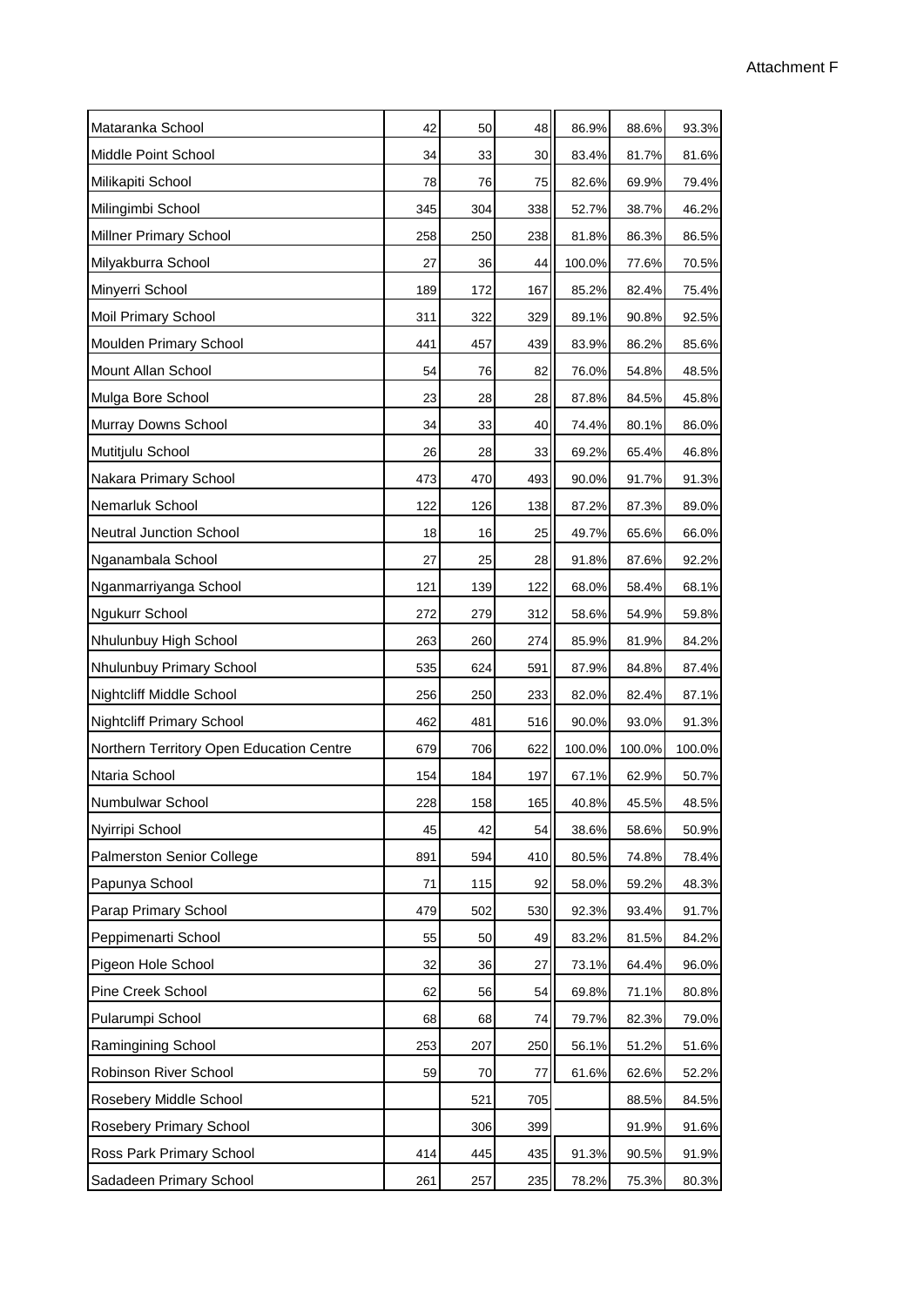Attachment F

| | | | | | | |
|---|---|---|---|---|---|---|
| Mataranka School | 42 | 50 | 48 | 86.9% | 88.6% | 93.3% |
| Middle Point School | 34 | 33 | 30 | 83.4% | 81.7% | 81.6% |
| Milikapiti School | 78 | 76 | 75 | 82.6% | 69.9% | 79.4% |
| Milingimbi School | 345 | 304 | 338 | 52.7% | 38.7% | 46.2% |
| Millner Primary School | 258 | 250 | 238 | 81.8% | 86.3% | 86.5% |
| Milyakburra School | 27 | 36 | 44 | 100.0% | 77.6% | 70.5% |
| Minyerri School | 189 | 172 | 167 | 85.2% | 82.4% | 75.4% |
| Moil Primary School | 311 | 322 | 329 | 89.1% | 90.8% | 92.5% |
| Moulden Primary School | 441 | 457 | 439 | 83.9% | 86.2% | 85.6% |
| Mount Allan School | 54 | 76 | 82 | 76.0% | 54.8% | 48.5% |
| Mulga Bore School | 23 | 28 | 28 | 87.8% | 84.5% | 45.8% |
| Murray Downs School | 34 | 33 | 40 | 74.4% | 80.1% | 86.0% |
| Mutitjulu School | 26 | 28 | 33 | 69.2% | 65.4% | 46.8% |
| Nakara Primary School | 473 | 470 | 493 | 90.0% | 91.7% | 91.3% |
| Nemarluk School | 122 | 126 | 138 | 87.2% | 87.3% | 89.0% |
| Neutral Junction School | 18 | 16 | 25 | 49.7% | 65.6% | 66.0% |
| Nganambala School | 27 | 25 | 28 | 91.8% | 87.6% | 92.2% |
| Nganmarriyanga School | 121 | 139 | 122 | 68.0% | 58.4% | 68.1% |
| Ngukurr School | 272 | 279 | 312 | 58.6% | 54.9% | 59.8% |
| Nhulunbuy High School | 263 | 260 | 274 | 85.9% | 81.9% | 84.2% |
| Nhulunbuy Primary School | 535 | 624 | 591 | 87.9% | 84.8% | 87.4% |
| Nightcliff Middle School | 256 | 250 | 233 | 82.0% | 82.4% | 87.1% |
| Nightcliff Primary School | 462 | 481 | 516 | 90.0% | 93.0% | 91.3% |
| Northern Territory Open Education Centre | 679 | 706 | 622 | 100.0% | 100.0% | 100.0% |
| Ntaria School | 154 | 184 | 197 | 67.1% | 62.9% | 50.7% |
| Numbulwar School | 228 | 158 | 165 | 40.8% | 45.5% | 48.5% |
| Nyirripi School | 45 | 42 | 54 | 38.6% | 58.6% | 50.9% |
| Palmerston Senior College | 891 | 594 | 410 | 80.5% | 74.8% | 78.4% |
| Papunya School | 71 | 115 | 92 | 58.0% | 59.2% | 48.3% |
| Parap Primary School | 479 | 502 | 530 | 92.3% | 93.4% | 91.7% |
| Peppimenarti School | 55 | 50 | 49 | 83.2% | 81.5% | 84.2% |
| Pigeon Hole School | 32 | 36 | 27 | 73.1% | 64.4% | 96.0% |
| Pine Creek School | 62 | 56 | 54 | 69.8% | 71.1% | 80.8% |
| Pularumpi School | 68 | 68 | 74 | 79.7% | 82.3% | 79.0% |
| Ramingining School | 253 | 207 | 250 | 56.1% | 51.2% | 51.6% |
| Robinson River School | 59 | 70 | 77 | 61.6% | 62.6% | 52.2% |
| Rosebery Middle School | | 521 | 705 | | 88.5% | 84.5% |
| Rosebery Primary School | | 306 | 399 | | 91.9% | 91.6% |
| Ross Park Primary School | 414 | 445 | 435 | 91.3% | 90.5% | 91.9% |
| Sadadeen Primary School | 261 | 257 | 235 | 78.2% | 75.3% | 80.3% |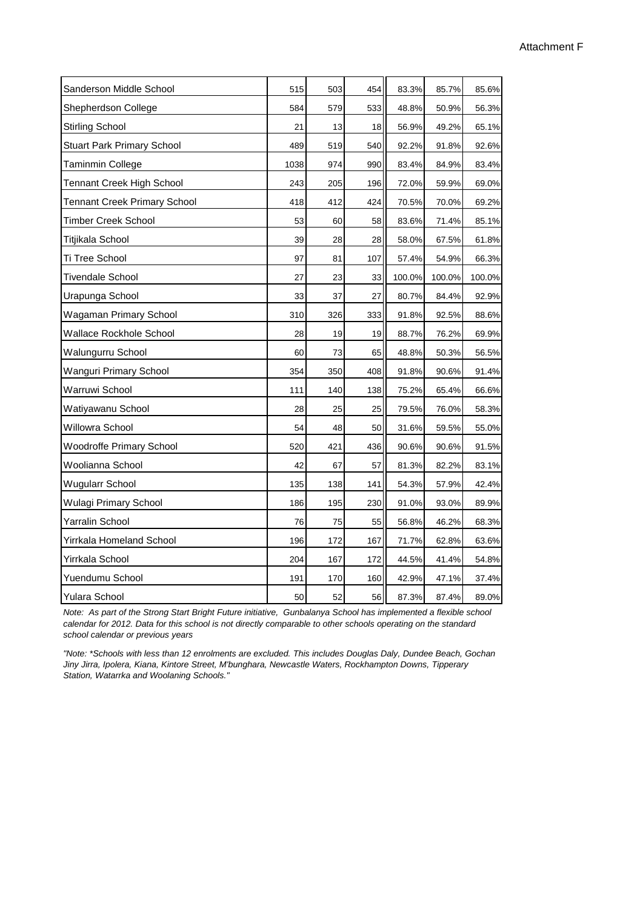Attachment F

| | | | | | | |
|---|---|---|---|---|---|---|
| Sanderson Middle School | 515 | 503 | 454 | 83.3% | 85.7% | 85.6% |
| Shepherdson College | 584 | 579 | 533 | 48.8% | 50.9% | 56.3% |
| Stirling School | 21 | 13 | 18 | 56.9% | 49.2% | 65.1% |
| Stuart Park Primary School | 489 | 519 | 540 | 92.2% | 91.8% | 92.6% |
| Taminmin College | 1038 | 974 | 990 | 83.4% | 84.9% | 83.4% |
| Tennant Creek High School | 243 | 205 | 196 | 72.0% | 59.9% | 69.0% |
| Tennant Creek Primary School | 418 | 412 | 424 | 70.5% | 70.0% | 69.2% |
| Timber Creek School | 53 | 60 | 58 | 83.6% | 71.4% | 85.1% |
| Titjikala School | 39 | 28 | 28 | 58.0% | 67.5% | 61.8% |
| Ti Tree School | 97 | 81 | 107 | 57.4% | 54.9% | 66.3% |
| Tivendale School | 27 | 23 | 33 | 100.0% | 100.0% | 100.0% |
| Urapunga School | 33 | 37 | 27 | 80.7% | 84.4% | 92.9% |
| Wagaman Primary School | 310 | 326 | 333 | 91.8% | 92.5% | 88.6% |
| Wallace Rockhole School | 28 | 19 | 19 | 88.7% | 76.2% | 69.9% |
| Walungurru School | 60 | 73 | 65 | 48.8% | 50.3% | 56.5% |
| Wanguri Primary School | 354 | 350 | 408 | 91.8% | 90.6% | 91.4% |
| Warruwi School | 111 | 140 | 138 | 75.2% | 65.4% | 66.6% |
| Watiyawanu School | 28 | 25 | 25 | 79.5% | 76.0% | 58.3% |
| Willowra School | 54 | 48 | 50 | 31.6% | 59.5% | 55.0% |
| Woodroffe Primary School | 520 | 421 | 436 | 90.6% | 90.6% | 91.5% |
| Woolianna School | 42 | 67 | 57 | 81.3% | 82.2% | 83.1% |
| Wugularr School | 135 | 138 | 141 | 54.3% | 57.9% | 42.4% |
| Wulagi Primary School | 186 | 195 | 230 | 91.0% | 93.0% | 89.9% |
| Yarralin School | 76 | 75 | 55 | 56.8% | 46.2% | 68.3% |
| Yirrkala Homeland School | 196 | 172 | 167 | 71.7% | 62.8% | 63.6% |
| Yirrkala School | 204 | 167 | 172 | 44.5% | 41.4% | 54.8% |
| Yuendumu School | 191 | 170 | 160 | 42.9% | 47.1% | 37.4% |
| Yulara School | 50 | 52 | 56 | 87.3% | 87.4% | 89.0% |

*Note: As part of the Strong Start Bright Future initiative, Gunbalanya School has implemented a flexible school calendar for 2012. Data for this school is not directly comparable to other schools operating on the standard school calendar or previous years*

*"Note: *Schools with less than 12 enrolments are excluded. This includes Douglas Daly, Dundee Beach, Gochan Jiny Jirra, Ipolera, Kiana, Kintore Street, M'bunghara, Newcastle Waters, Rockhampton Downs, Tipperary Station, Watarrka and Woolaning Schools."*